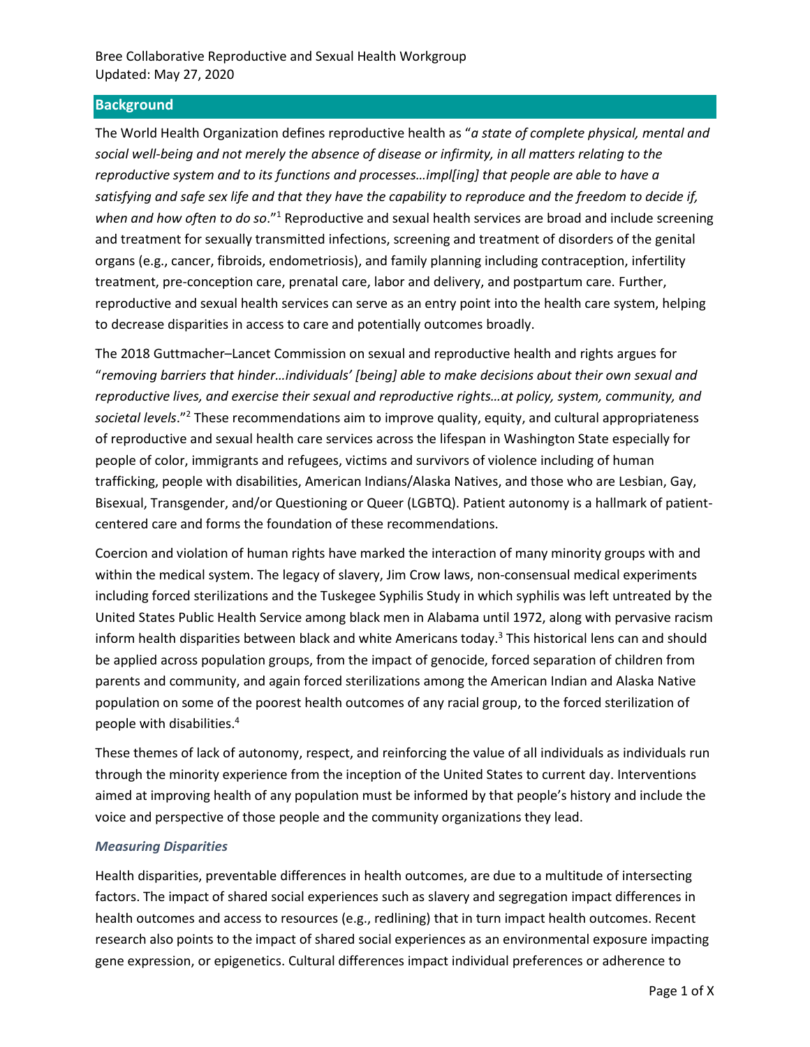Bree Collaborative Reproductive and Sexual Health Workgroup
Updated: May 27, 2020

## Background

The World Health Organization defines reproductive health as "*a state of complete physical, mental and social well-being and not merely the absence of disease or infirmity, in all matters relating to the reproductive system and to its functions and processes…impl[ing] that people are able to have a satisfying and safe sex life and that they have the capability to reproduce and the freedom to decide if, when and how often to do so*."[1] Reproductive and sexual health services are broad and include screening and treatment for sexually transmitted infections, screening and treatment of disorders of the genital organs (e.g., cancer, fibroids, endometriosis), and family planning including contraception, infertility treatment, pre-conception care, prenatal care, labor and delivery, and postpartum care. Further, reproductive and sexual health services can serve as an entry point into the health care system, helping to decrease disparities in access to care and potentially outcomes broadly.

The 2018 Guttmacher–Lancet Commission on sexual and reproductive health and rights argues for "*removing barriers that hinder…individuals' [being] able to make decisions about their own sexual and reproductive lives, and exercise their sexual and reproductive rights…at policy, system, community, and societal levels*."[2] These recommendations aim to improve quality, equity, and cultural appropriateness of reproductive and sexual health care services across the lifespan in Washington State especially for people of color, immigrants and refugees, victims and survivors of violence including of human trafficking, people with disabilities, American Indians/Alaska Natives, and those who are Lesbian, Gay, Bisexual, Transgender, and/or Questioning or Queer (LGBTQ). Patient autonomy is a hallmark of patient-centered care and forms the foundation of these recommendations.

Coercion and violation of human rights have marked the interaction of many minority groups with and within the medical system. The legacy of slavery, Jim Crow laws, non-consensual medical experiments including forced sterilizations and the Tuskegee Syphilis Study in which syphilis was left untreated by the United States Public Health Service among black men in Alabama until 1972, along with pervasive racism inform health disparities between black and white Americans today.[3] This historical lens can and should be applied across population groups, from the impact of genocide, forced separation of children from parents and community, and again forced sterilizations among the American Indian and Alaska Native population on some of the poorest health outcomes of any racial group, to the forced sterilization of people with disabilities.[4]

These themes of lack of autonomy, respect, and reinforcing the value of all individuals as individuals run through the minority experience from the inception of the United States to current day. Interventions aimed at improving health of any population must be informed by that people's history and include the voice and perspective of those people and the community organizations they lead.

### *Measuring Disparities*

Health disparities, preventable differences in health outcomes, are due to a multitude of intersecting factors. The impact of shared social experiences such as slavery and segregation impact differences in health outcomes and access to resources (e.g., redlining) that in turn impact health outcomes. Recent research also points to the impact of shared social experiences as an environmental exposure impacting gene expression, or epigenetics. Cultural differences impact individual preferences or adherence to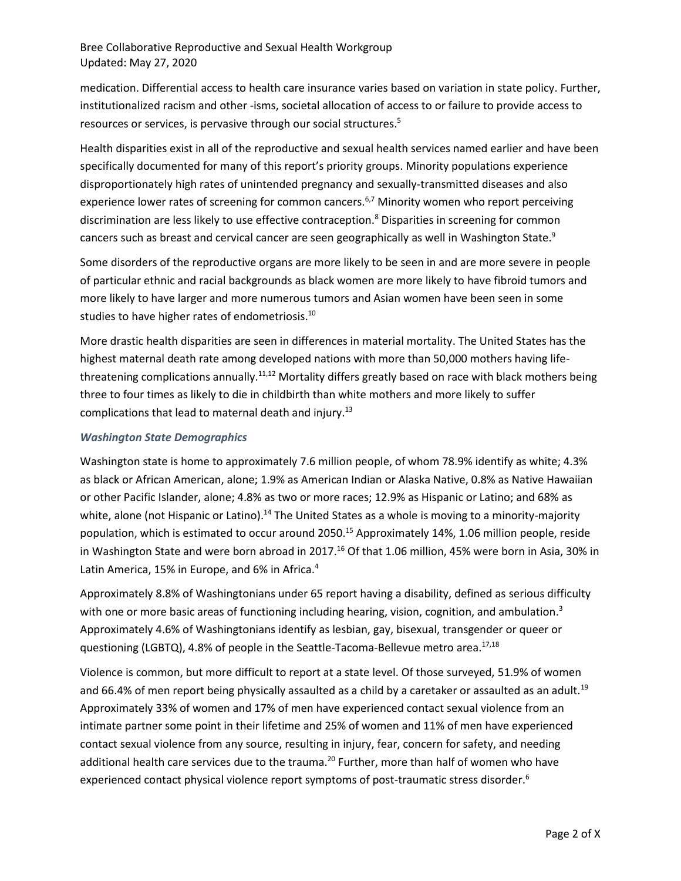medication. Differential access to health care insurance varies based on variation in state policy. Further, institutionalized racism and other -isms, societal allocation of access to or failure to provide access to resources or services, is pervasive through our social structures.[5]

Health disparities exist in all of the reproductive and sexual health services named earlier and have been specifically documented for many of this report's priority groups. Minority populations experience disproportionately high rates of unintended pregnancy and sexually-transmitted diseases and also experience lower rates of screening for common cancers.[6,7] Minority women who report perceiving discrimination are less likely to use effective contraception.[8] Disparities in screening for common cancers such as breast and cervical cancer are seen geographically as well in Washington State.[9]

Some disorders of the reproductive organs are more likely to be seen in and are more severe in people of particular ethnic and racial backgrounds as black women are more likely to have fibroid tumors and more likely to have larger and more numerous tumors and Asian women have been seen in some studies to have higher rates of endometriosis.[10]

More drastic health disparities are seen in differences in material mortality. The United States has the highest maternal death rate among developed nations with more than 50,000 mothers having life-threatening complications annually.[11,12] Mortality differs greatly based on race with black mothers being three to four times as likely to die in childbirth than white mothers and more likely to suffer complications that lead to maternal death and injury.[13]

### *Washington State Demographics*

Washington state is home to approximately 7.6 million people, of whom 78.9% identify as white; 4.3% as black or African American, alone; 1.9% as American Indian or Alaska Native, 0.8% as Native Hawaiian or other Pacific Islander, alone; 4.8% as two or more races; 12.9% as Hispanic or Latino; and 68% as white, alone (not Hispanic or Latino).[14] The United States as a whole is moving to a minority-majority population, which is estimated to occur around 2050.[15] Approximately 14%, 1.06 million people, reside in Washington State and were born abroad in 2017.[16] Of that 1.06 million, 45% were born in Asia, 30% in Latin America, 15% in Europe, and 6% in Africa.[4]

Approximately 8.8% of Washingtonians under 65 report having a disability, defined as serious difficulty with one or more basic areas of functioning including hearing, vision, cognition, and ambulation.[3] Approximately 4.6% of Washingtonians identify as lesbian, gay, bisexual, transgender or queer or questioning (LGBTQ), 4.8% of people in the Seattle-Tacoma-Bellevue metro area.[17,18]

Violence is common, but more difficult to report at a state level. Of those surveyed, 51.9% of women and 66.4% of men report being physically assaulted as a child by a caretaker or assaulted as an adult.[19] Approximately 33% of women and 17% of men have experienced contact sexual violence from an intimate partner some point in their lifetime and 25% of women and 11% of men have experienced contact sexual violence from any source, resulting in injury, fear, concern for safety, and needing additional health care services due to the trauma.[20] Further, more than half of women who have experienced contact physical violence report symptoms of post-traumatic stress disorder.[6]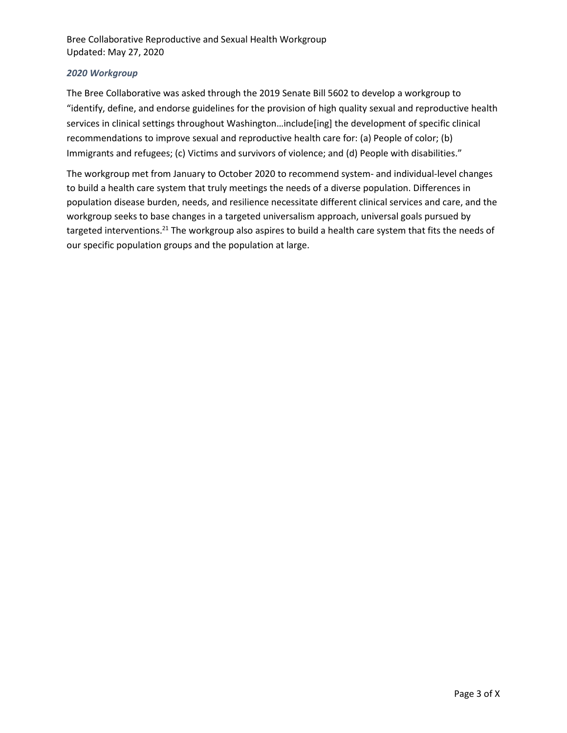### *2020 Workgroup*

The Bree Collaborative was asked through the 2019 Senate Bill 5602 to develop a workgroup to "identify, define, and endorse guidelines for the provision of high quality sexual and reproductive health services in clinical settings throughout Washington…include[ing] the development of specific clinical recommendations to improve sexual and reproductive health care for: (a) People of color; (b) Immigrants and refugees; (c) Victims and survivors of violence; and (d) People with disabilities."

The workgroup met from January to October 2020 to recommend system- and individual-level changes to build a health care system that truly meetings the needs of a diverse population. Differences in population disease burden, needs, and resilience necessitate different clinical services and care, and the workgroup seeks to base changes in a targeted universalism approach, universal goals pursued by targeted interventions.[21] The workgroup also aspires to build a health care system that fits the needs of our specific population groups and the population at large.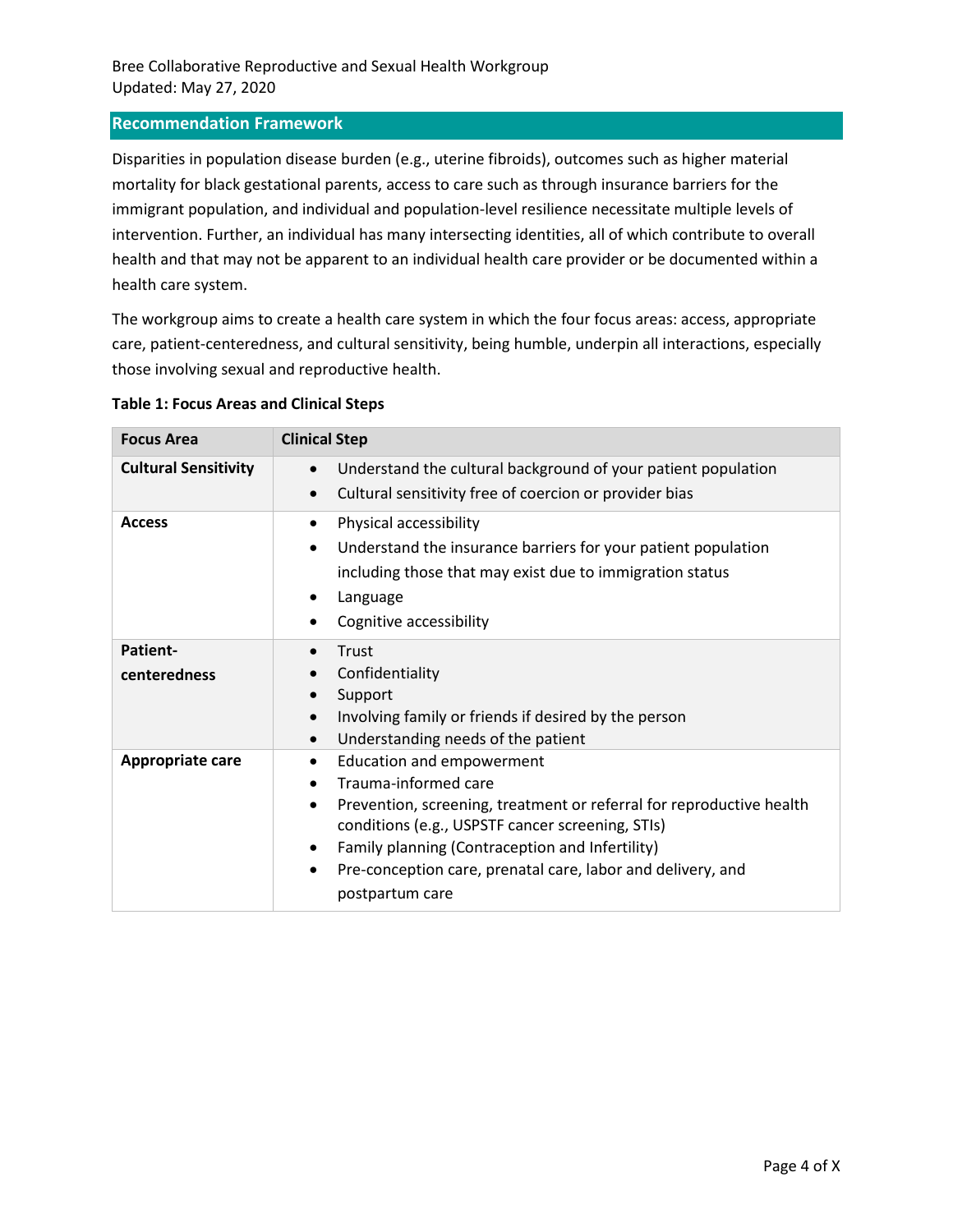## Recommendation Framework

Disparities in population disease burden (e.g., uterine fibroids), outcomes such as higher material mortality for black gestational parents, access to care such as through insurance barriers for the immigrant population, and individual and population-level resilience necessitate multiple levels of intervention. Further, an individual has many intersecting identities, all of which contribute to overall health and that may not be apparent to an individual health care provider or be documented within a health care system.

The workgroup aims to create a health care system in which the four focus areas: access, appropriate care, patient-centeredness, and cultural sensitivity, being humble, underpin all interactions, especially those involving sexual and reproductive health.

**Table 1: Focus Areas and Clinical Steps**

| Focus Area | Clinical Step |
|---|---|
| **Cultural Sensitivity** | • Understand the cultural background of your patient population<br>• Cultural sensitivity free of coercion or provider bias |
| **Access** | • Physical accessibility<br>• Understand the insurance barriers for your patient population including those that may exist due to immigration status<br>• Language<br>• Cognitive accessibility |
| **Patient-centeredness** | • Trust<br>• Confidentiality<br>• Support<br>• Involving family or friends if desired by the person<br>• Understanding needs of the patient |
| **Appropriate care** | • Education and empowerment<br>• Trauma-informed care<br>• Prevention, screening, treatment or referral for reproductive health conditions (e.g., USPSTF cancer screening, STIs)<br>• Family planning (Contraception and Infertility)<br>• Pre-conception care, prenatal care, labor and delivery, and postpartum care |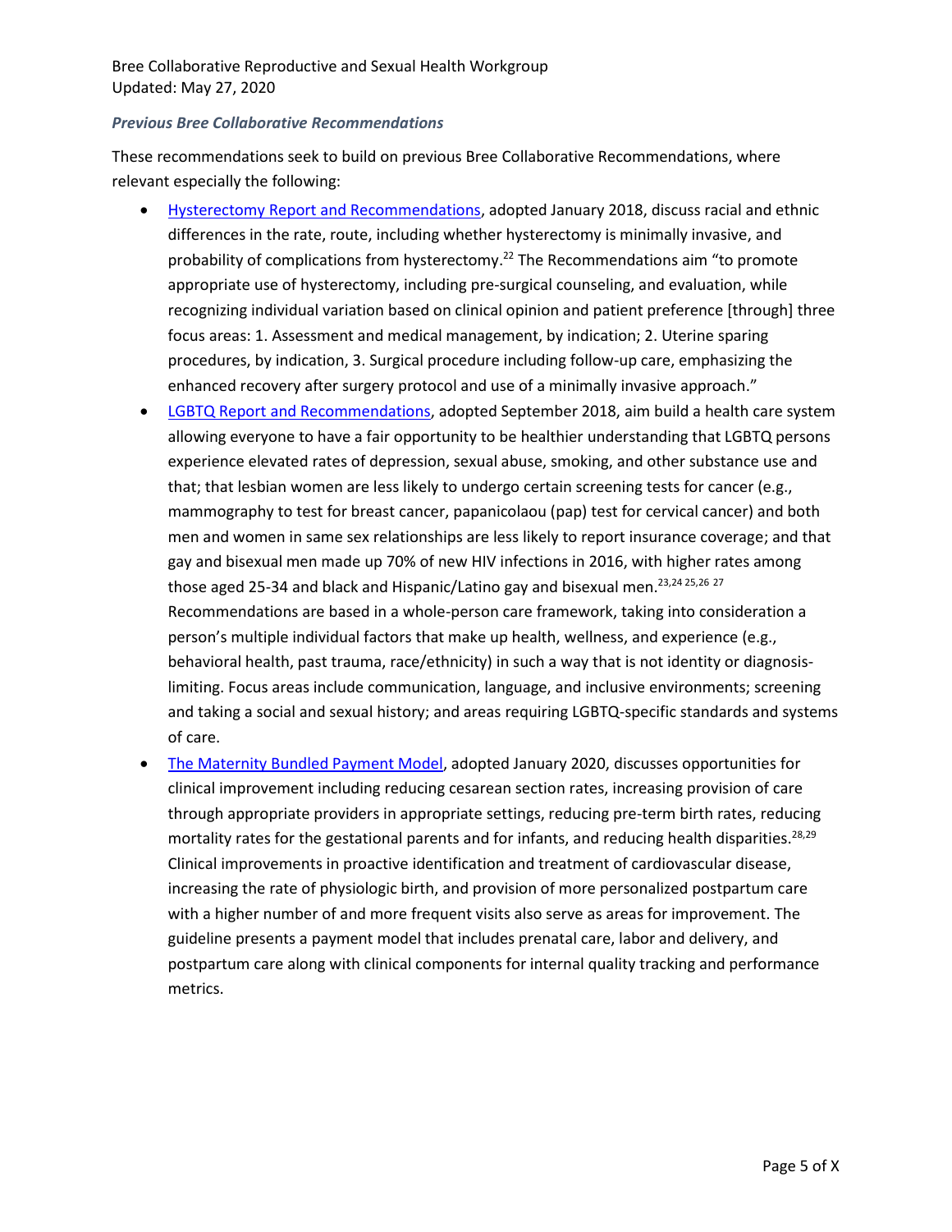### *Previous Bree Collaborative Recommendations*

These recommendations seek to build on previous Bree Collaborative Recommendations, where relevant especially the following:

- Hysterectomy Report and Recommendations, adopted January 2018, discuss racial and ethnic differences in the rate, route, including whether hysterectomy is minimally invasive, and probability of complications from hysterectomy.[22] The Recommendations aim "to promote appropriate use of hysterectomy, including pre-surgical counseling, and evaluation, while recognizing individual variation based on clinical opinion and patient preference [through] three focus areas: 1. Assessment and medical management, by indication; 2. Uterine sparing procedures, by indication, 3. Surgical procedure including follow-up care, emphasizing the enhanced recovery after surgery protocol and use of a minimally invasive approach."
- LGBTQ Report and Recommendations, adopted September 2018, aim build a health care system allowing everyone to have a fair opportunity to be healthier understanding that LGBTQ persons experience elevated rates of depression, sexual abuse, smoking, and other substance use and that; that lesbian women are less likely to undergo certain screening tests for cancer (e.g., mammography to test for breast cancer, papanicolaou (pap) test for cervical cancer) and both men and women in same sex relationships are less likely to report insurance coverage; and that gay and bisexual men made up 70% of new HIV infections in 2016, with higher rates among those aged 25-34 and black and Hispanic/Latino gay and bisexual men.[23,24 25,26 27] Recommendations are based in a whole-person care framework, taking into consideration a person's multiple individual factors that make up health, wellness, and experience (e.g., behavioral health, past trauma, race/ethnicity) in such a way that is not identity or diagnosis-limiting. Focus areas include communication, language, and inclusive environments; screening and taking a social and sexual history; and areas requiring LGBTQ-specific standards and systems of care.
- The Maternity Bundled Payment Model, adopted January 2020, discusses opportunities for clinical improvement including reducing cesarean section rates, increasing provision of care through appropriate providers in appropriate settings, reducing pre-term birth rates, reducing mortality rates for the gestational parents and for infants, and reducing health disparities.[28,29] Clinical improvements in proactive identification and treatment of cardiovascular disease, increasing the rate of physiologic birth, and provision of more personalized postpartum care with a higher number of and more frequent visits also serve as areas for improvement. The guideline presents a payment model that includes prenatal care, labor and delivery, and postpartum care along with clinical components for internal quality tracking and performance metrics.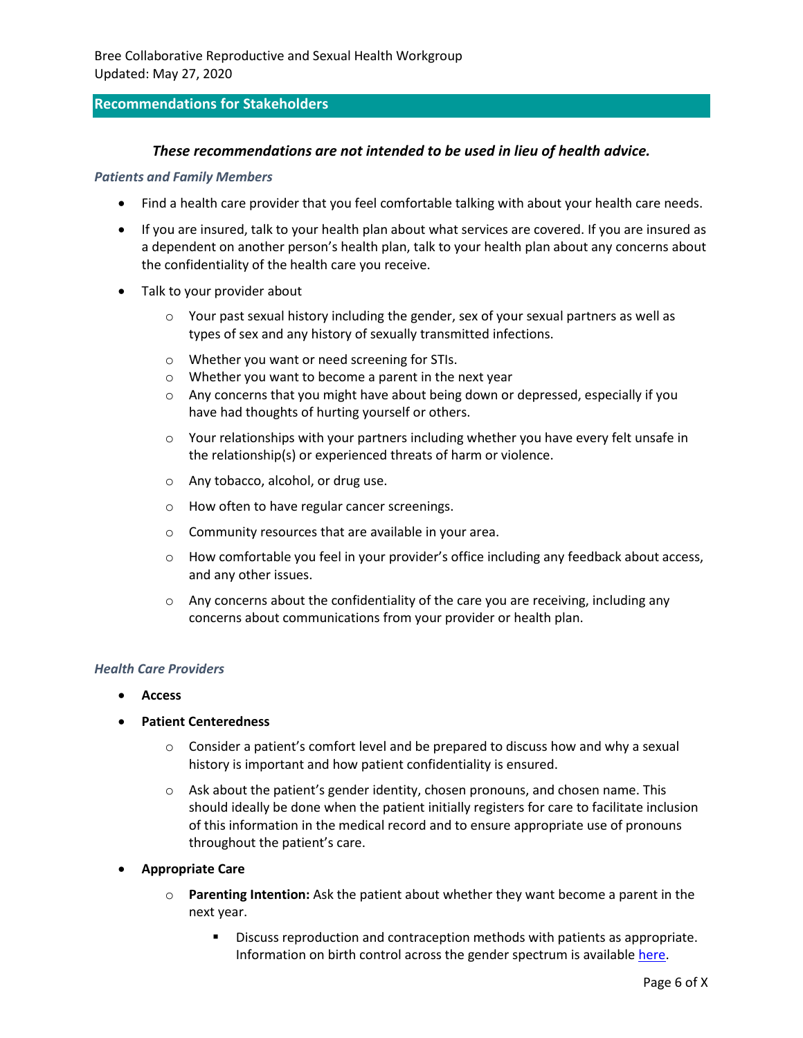## Recommendations for Stakeholders

***These recommendations are not intended to be used in lieu of health advice.***

### *Patients and Family Members*

- Find a health care provider that you feel comfortable talking with about your health care needs.
- If you are insured, talk to your health plan about what services are covered. If you are insured as a dependent on another person's health plan, talk to your health plan about any concerns about the confidentiality of the health care you receive.
- Talk to your provider about
    - Your past sexual history including the gender, sex of your sexual partners as well as types of sex and any history of sexually transmitted infections.
    - Whether you want or need screening for STIs.
    - Whether you want to become a parent in the next year
    - Any concerns that you might have about being down or depressed, especially if you have had thoughts of hurting yourself or others.
    - Your relationships with your partners including whether you have every felt unsafe in the relationship(s) or experienced threats of harm or violence.
    - Any tobacco, alcohol, or drug use.
    - How often to have regular cancer screenings.
    - Community resources that are available in your area.
    - How comfortable you feel in your provider's office including any feedback about access, and any other issues.
    - Any concerns about the confidentiality of the care you are receiving, including any concerns about communications from your provider or health plan.

### *Health Care Providers*

- **Access**
- **Patient Centeredness**
    - Consider a patient's comfort level and be prepared to discuss how and why a sexual history is important and how patient confidentiality is ensured.
    - Ask about the patient's gender identity, chosen pronouns, and chosen name. This should ideally be done when the patient initially registers for care to facilitate inclusion of this information in the medical record and to ensure appropriate use of pronouns throughout the patient's care.
- **Appropriate Care**
    - **Parenting Intention:** Ask the patient about whether they want become a parent in the next year.
        - Discuss reproduction and contraception methods with patients as appropriate. Information on birth control across the gender spectrum is available [here](here).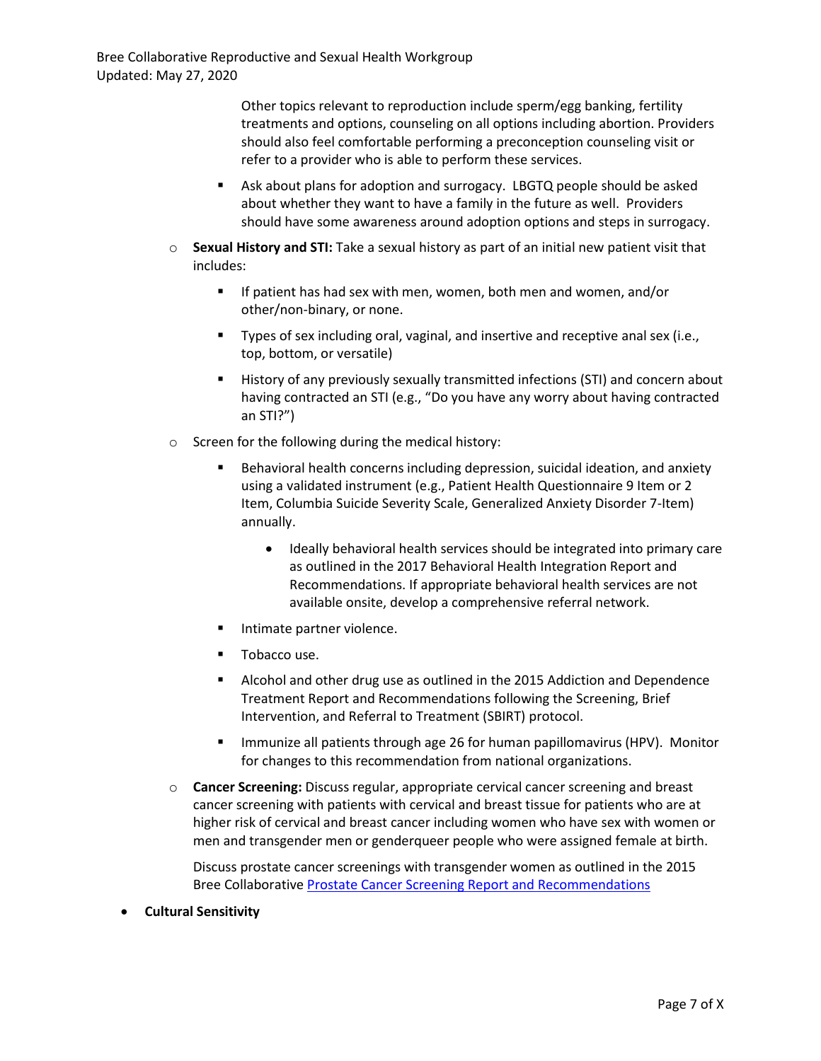Other topics relevant to reproduction include sperm/egg banking, fertility treatments and options, counseling on all options including abortion. Providers should also feel comfortable performing a preconception counseling visit or refer to a provider who is able to perform these services.

    - Ask about plans for adoption and surrogacy. LBGTQ people should be asked about whether they want to have a family in the future as well. Providers should have some awareness around adoption options and steps in surrogacy.

- **Sexual History and STI:** Take a sexual history as part of an initial new patient visit that includes:
    - If patient has had sex with men, women, both men and women, and/or other/non-binary, or none.
    - Types of sex including oral, vaginal, and insertive and receptive anal sex (i.e., top, bottom, or versatile)
    - History of any previously sexually transmitted infections (STI) and concern about having contracted an STI (e.g., "Do you have any worry about having contracted an STI?")
- Screen for the following during the medical history:
    - Behavioral health concerns including depression, suicidal ideation, and anxiety using a validated instrument (e.g., Patient Health Questionnaire 9 Item or 2 Item, Columbia Suicide Severity Scale, Generalized Anxiety Disorder 7-Item) annually.
        - Ideally behavioral health services should be integrated into primary care as outlined in the 2017 Behavioral Health Integration Report and Recommendations. If appropriate behavioral health services are not available onsite, develop a comprehensive referral network.
    - Intimate partner violence.
    - Tobacco use.
    - Alcohol and other drug use as outlined in the 2015 Addiction and Dependence Treatment Report and Recommendations following the Screening, Brief Intervention, and Referral to Treatment (SBIRT) protocol.
    - Immunize all patients through age 26 for human papillomavirus (HPV). Monitor for changes to this recommendation from national organizations.
- **Cancer Screening:** Discuss regular, appropriate cervical cancer screening and breast cancer screening with patients with cervical and breast tissue for patients who are at higher risk of cervical and breast cancer including women who have sex with women or men and transgender men or genderqueer people who were assigned female at birth.

  Discuss prostate cancer screenings with transgender women as outlined in the 2015 Bree Collaborative Prostate Cancer Screening Report and Recommendations

- **Cultural Sensitivity**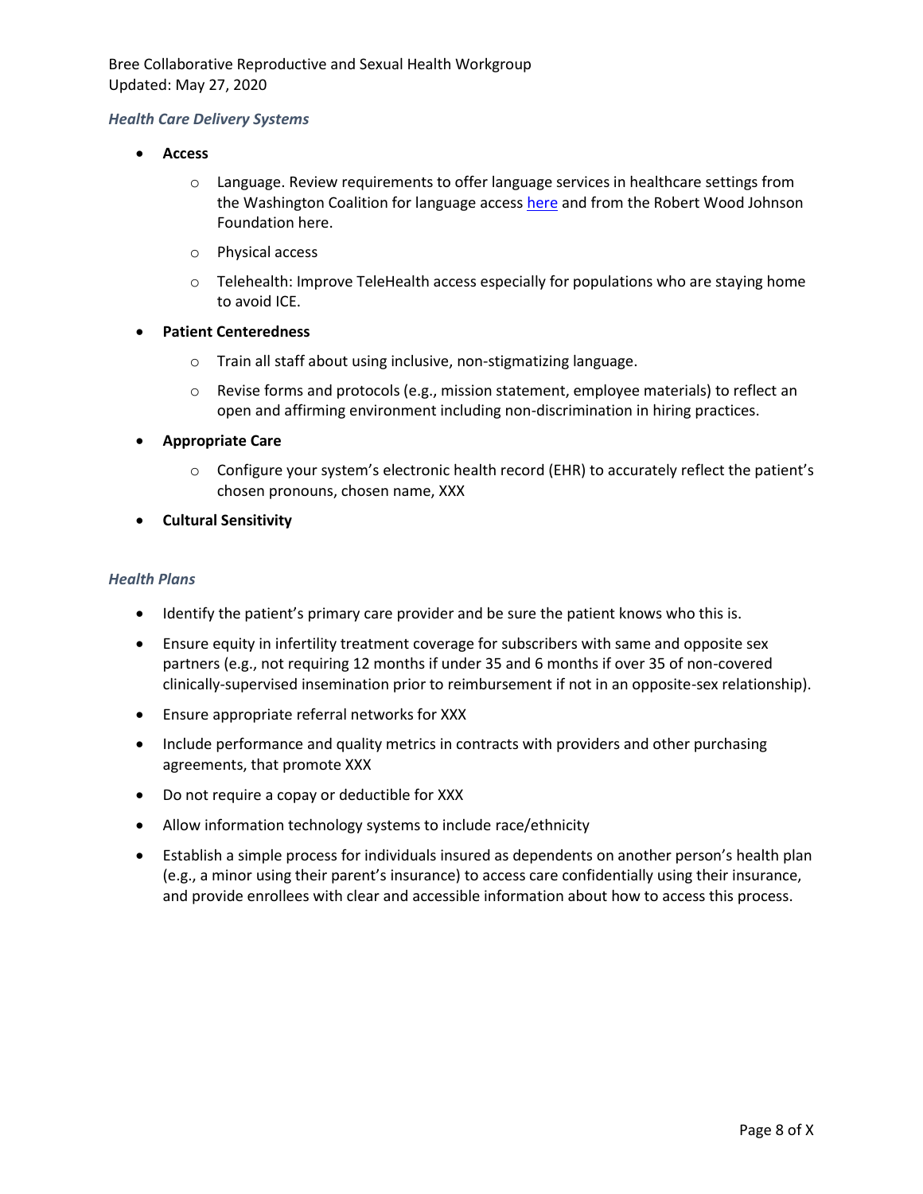### *Health Care Delivery Systems*

- **Access**
  - Language. Review requirements to offer language services in healthcare settings from the Washington Coalition for language access [here](#) and from the Robert Wood Johnson Foundation here.
  - Physical access
  - Telehealth: Improve TeleHealth access especially for populations who are staying home to avoid ICE.
- **Patient Centeredness**
  - Train all staff about using inclusive, non-stigmatizing language.
  - Revise forms and protocols (e.g., mission statement, employee materials) to reflect an open and affirming environment including non-discrimination in hiring practices.
- **Appropriate Care**
  - Configure your system's electronic health record (EHR) to accurately reflect the patient's chosen pronouns, chosen name, XXX
- **Cultural Sensitivity**

### *Health Plans*

- Identify the patient's primary care provider and be sure the patient knows who this is.
- Ensure equity in infertility treatment coverage for subscribers with same and opposite sex partners (e.g., not requiring 12 months if under 35 and 6 months if over 35 of non-covered clinically-supervised insemination prior to reimbursement if not in an opposite-sex relationship).
- Ensure appropriate referral networks for XXX
- Include performance and quality metrics in contracts with providers and other purchasing agreements, that promote XXX
- Do not require a copay or deductible for XXX
- Allow information technology systems to include race/ethnicity
- Establish a simple process for individuals insured as dependents on another person's health plan (e.g., a minor using their parent's insurance) to access care confidentially using their insurance, and provide enrollees with clear and accessible information about how to access this process.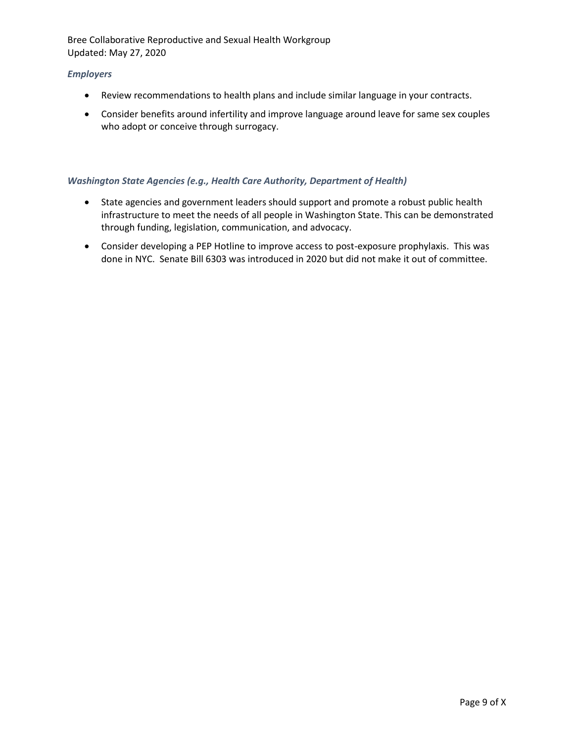*Employers*

- Review recommendations to health plans and include similar language in your contracts.
- Consider benefits around infertility and improve language around leave for same sex couples who adopt or conceive through surrogacy.

*Washington State Agencies (e.g., Health Care Authority, Department of Health)*

- State agencies and government leaders should support and promote a robust public health infrastructure to meet the needs of all people in Washington State. This can be demonstrated through funding, legislation, communication, and advocacy.
- Consider developing a PEP Hotline to improve access to post-exposure prophylaxis. This was done in NYC. Senate Bill 6303 was introduced in 2020 but did not make it out of committee.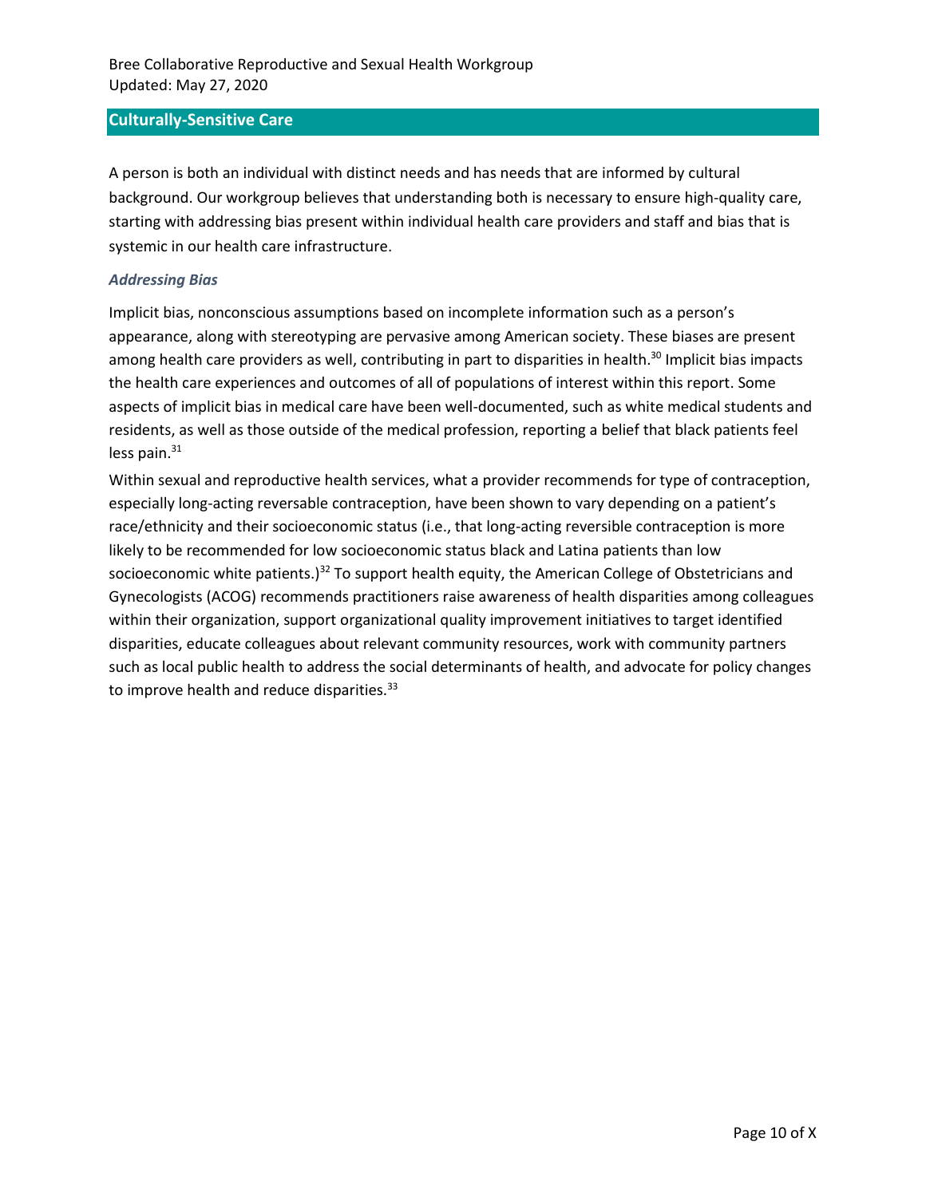## Culturally-Sensitive Care

A person is both an individual with distinct needs and has needs that are informed by cultural background. Our workgroup believes that understanding both is necessary to ensure high-quality care, starting with addressing bias present within individual health care providers and staff and bias that is systemic in our health care infrastructure.

### *Addressing Bias*

Implicit bias, nonconscious assumptions based on incomplete information such as a person's appearance, along with stereotyping are pervasive among American society. These biases are present among health care providers as well, contributing in part to disparities in health.[30] Implicit bias impacts the health care experiences and outcomes of all of populations of interest within this report. Some aspects of implicit bias in medical care have been well-documented, such as white medical students and residents, as well as those outside of the medical profession, reporting a belief that black patients feel less pain.[31]

Within sexual and reproductive health services, what a provider recommends for type of contraception, especially long-acting reversable contraception, have been shown to vary depending on a patient's race/ethnicity and their socioeconomic status (i.e., that long-acting reversible contraception is more likely to be recommended for low socioeconomic status black and Latina patients than low socioeconomic white patients.)[32] To support health equity, the American College of Obstetricians and Gynecologists (ACOG) recommends practitioners raise awareness of health disparities among colleagues within their organization, support organizational quality improvement initiatives to target identified disparities, educate colleagues about relevant community resources, work with community partners such as local public health to address the social determinants of health, and advocate for policy changes to improve health and reduce disparities.[33]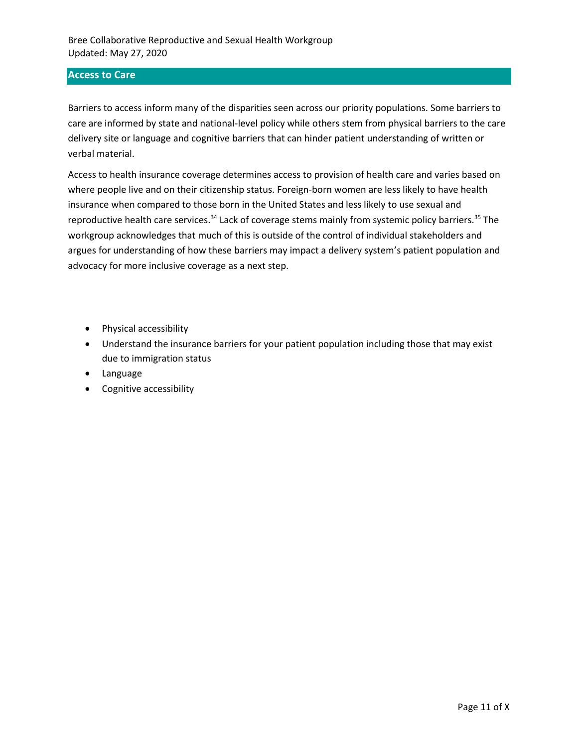## Access to Care

Barriers to access inform many of the disparities seen across our priority populations. Some barriers to care are informed by state and national-level policy while others stem from physical barriers to the care delivery site or language and cognitive barriers that can hinder patient understanding of written or verbal material.

Access to health insurance coverage determines access to provision of health care and varies based on where people live and on their citizenship status. Foreign-born women are less likely to have health insurance when compared to those born in the United States and less likely to use sexual and reproductive health care services.[34] Lack of coverage stems mainly from systemic policy barriers.[35] The workgroup acknowledges that much of this is outside of the control of individual stakeholders and argues for understanding of how these barriers may impact a delivery system's patient population and advocacy for more inclusive coverage as a next step.

- Physical accessibility
- Understand the insurance barriers for your patient population including those that may exist due to immigration status
- Language
- Cognitive accessibility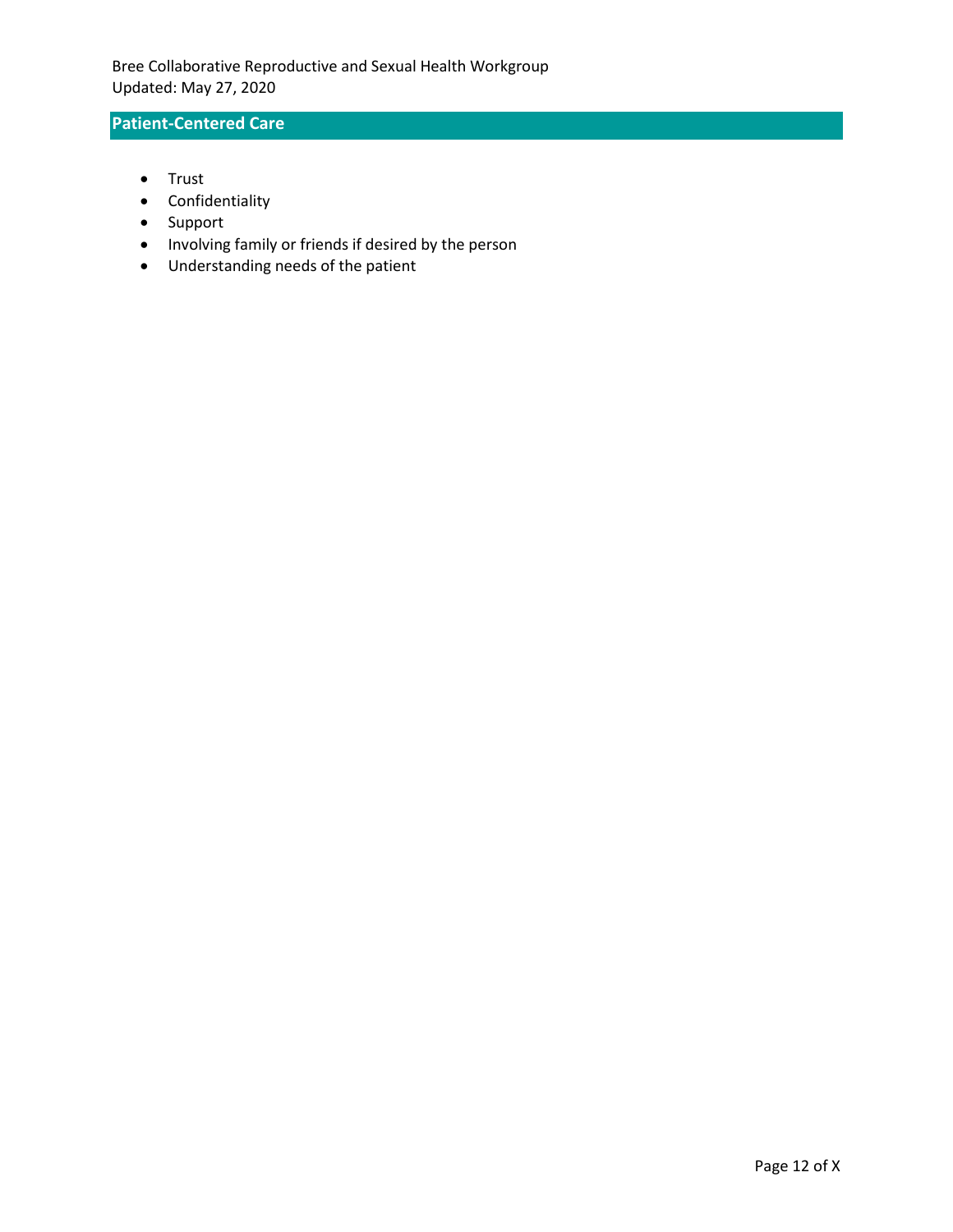## Patient-Centered Care

- Trust
- Confidentiality
- Support
- Involving family or friends if desired by the person
- Understanding needs of the patient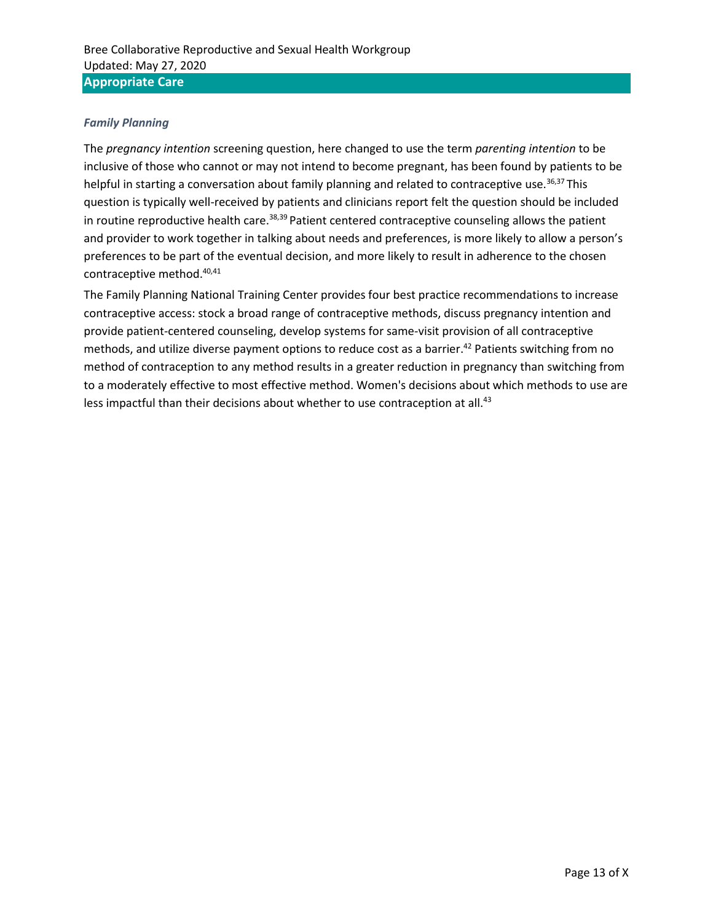### *Family Planning*

The *pregnancy intention* screening question, here changed to use the term *parenting intention* to be inclusive of those who cannot or may not intend to become pregnant, has been found by patients to be helpful in starting a conversation about family planning and related to contraceptive use.[36,37] This question is typically well-received by patients and clinicians report felt the question should be included in routine reproductive health care.[38,39] Patient centered contraceptive counseling allows the patient and provider to work together in talking about needs and preferences, is more likely to allow a person's preferences to be part of the eventual decision, and more likely to result in adherence to the chosen contraceptive method.[40,41]

The Family Planning National Training Center provides four best practice recommendations to increase contraceptive access: stock a broad range of contraceptive methods, discuss pregnancy intention and provide patient-centered counseling, develop systems for same-visit provision of all contraceptive methods, and utilize diverse payment options to reduce cost as a barrier.[42] Patients switching from no method of contraception to any method results in a greater reduction in pregnancy than switching from to a moderately effective to most effective method. Women's decisions about which methods to use are less impactful than their decisions about whether to use contraception at all.[43]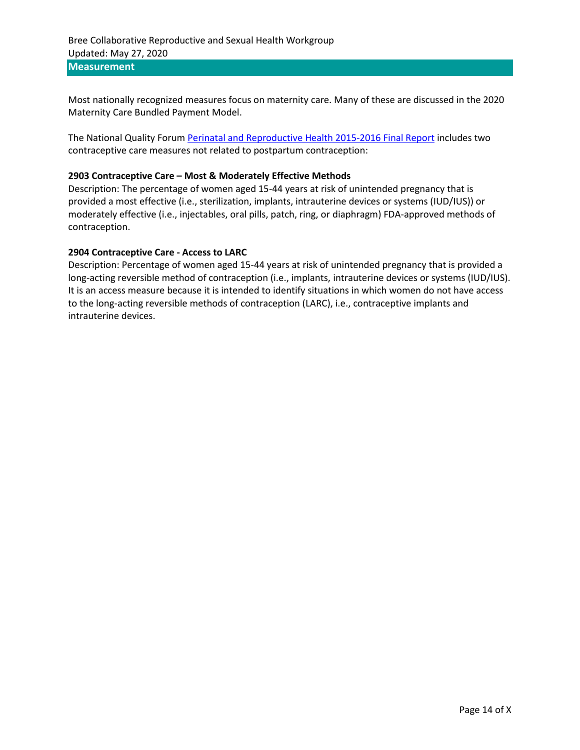## Measurement

Most nationally recognized measures focus on maternity care. Many of these are discussed in the 2020 Maternity Care Bundled Payment Model.

The National Quality Forum [Perinatal and Reproductive Health 2015-2016 Final Report] includes two contraceptive care measures not related to postpartum contraception:

**2903 Contraceptive Care – Most & Moderately Effective Methods**
Description: The percentage of women aged 15-44 years at risk of unintended pregnancy that is provided a most effective (i.e., sterilization, implants, intrauterine devices or systems (IUD/IUS)) or moderately effective (i.e., injectables, oral pills, patch, ring, or diaphragm) FDA-approved methods of contraception.

**2904 Contraceptive Care - Access to LARC**
Description: Percentage of women aged 15-44 years at risk of unintended pregnancy that is provided a long-acting reversible method of contraception (i.e., implants, intrauterine devices or systems (IUD/IUS). It is an access measure because it is intended to identify situations in which women do not have access to the long-acting reversible methods of contraception (LARC), i.e., contraceptive implants and intrauterine devices.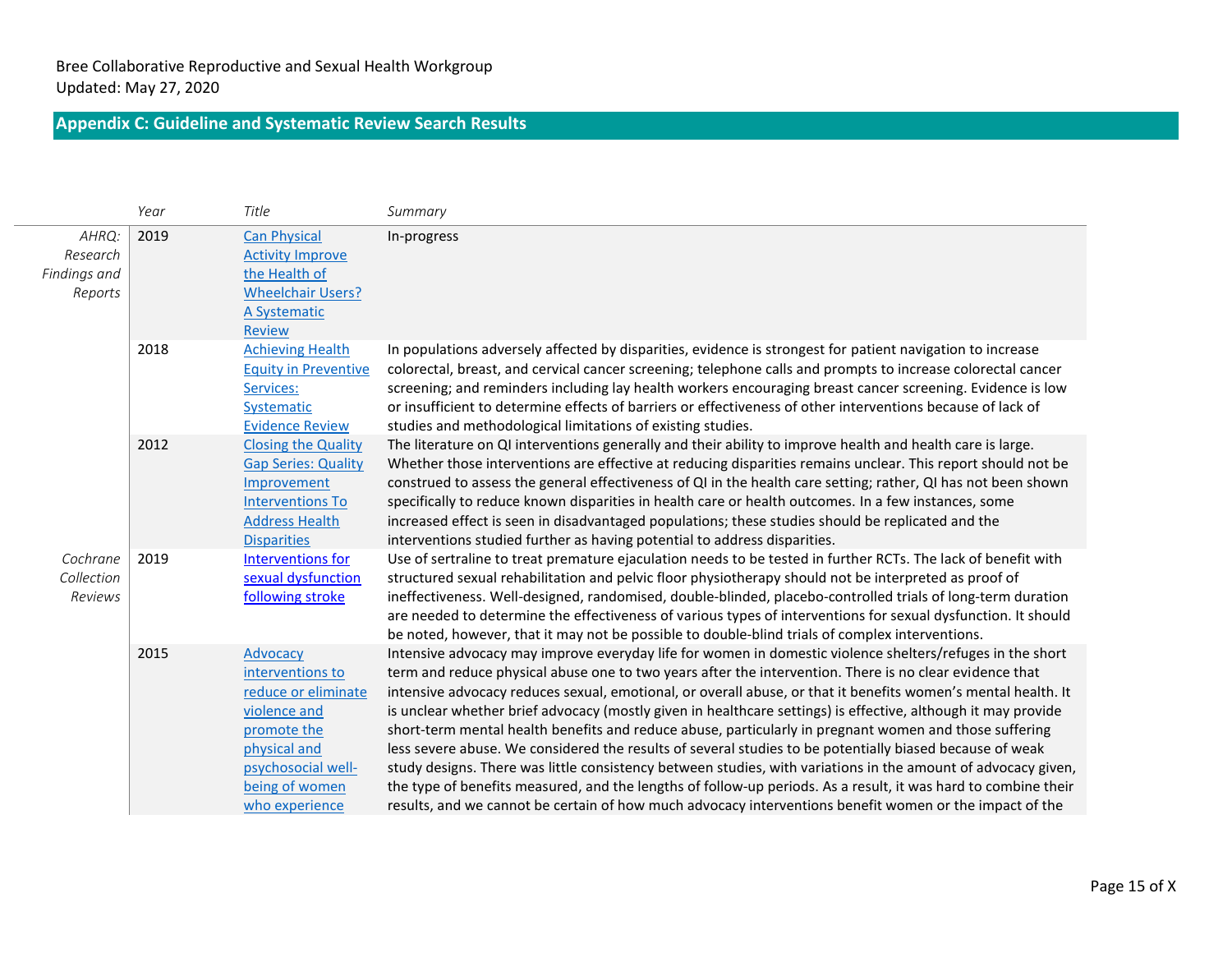Bree Collaborative Reproductive and Sexual Health Workgroup
Updated: May 27, 2020

## Appendix C: Guideline and Systematic Review Search Results

| | Year | Title | Summary |
|---|---|---|---|
| *AHRQ: Research Findings and Reports* | 2019 | Can Physical Activity Improve the Health of Wheelchair Users? A Systematic Review | In-progress |
| | 2018 | Achieving Health Equity in Preventive Services: Systematic Evidence Review | In populations adversely affected by disparities, evidence is strongest for patient navigation to increase colorectal, breast, and cervical cancer screening; telephone calls and prompts to increase colorectal cancer screening; and reminders including lay health workers encouraging breast cancer screening. Evidence is low or insufficient to determine effects of barriers or effectiveness of other interventions because of lack of studies and methodological limitations of existing studies. |
| | 2012 | Closing the Quality Gap Series: Quality Improvement Interventions To Address Health Disparities | The literature on QI interventions generally and their ability to improve health and health care is large. Whether those interventions are effective at reducing disparities remains unclear. This report should not be construed to assess the general effectiveness of QI in the health care setting; rather, QI has not been shown specifically to reduce known disparities in health care or health outcomes. In a few instances, some increased effect is seen in disadvantaged populations; these studies should be replicated and the interventions studied further as having potential to address disparities. |
| *Cochrane Collection Reviews* | 2019 | Interventions for sexual dysfunction following stroke | Use of sertraline to treat premature ejaculation needs to be tested in further RCTs. The lack of benefit with structured sexual rehabilitation and pelvic floor physiotherapy should not be interpreted as proof of ineffectiveness. Well-designed, randomised, double-blinded, placebo-controlled trials of long-term duration are needed to determine the effectiveness of various types of interventions for sexual dysfunction. It should be noted, however, that it may not be possible to double-blind trials of complex interventions. |
| | 2015 | Advocacy interventions to reduce or eliminate violence and promote the physical and psychosocial well-being of women who experience | Intensive advocacy may improve everyday life for women in domestic violence shelters/refuges in the short term and reduce physical abuse one to two years after the intervention. There is no clear evidence that intensive advocacy reduces sexual, emotional, or overall abuse, or that it benefits women's mental health. It is unclear whether brief advocacy (mostly given in healthcare settings) is effective, although it may provide short-term mental health benefits and reduce abuse, particularly in pregnant women and those suffering less severe abuse. We considered the results of several studies to be potentially biased because of weak study designs. There was little consistency between studies, with variations in the amount of advocacy given, the type of benefits measured, and the lengths of follow-up periods. As a result, it was hard to combine their results, and we cannot be certain of how much advocacy interventions benefit women or the impact of the |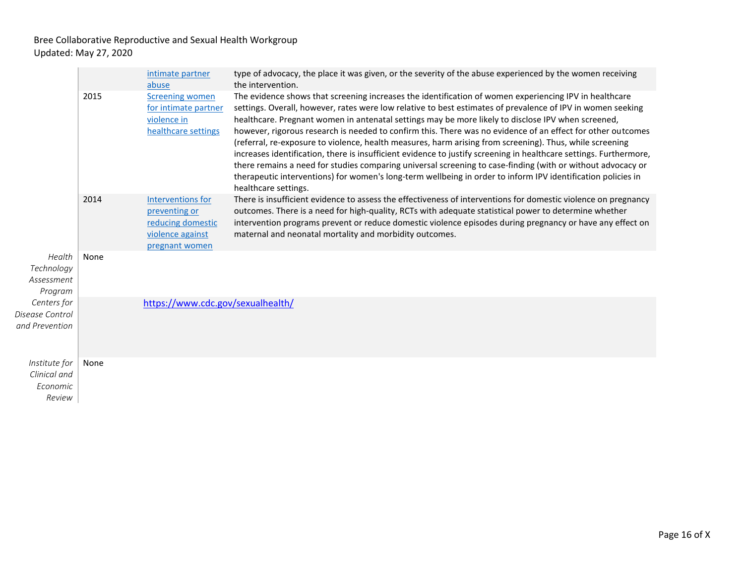| | | | |
|---|---|---|---|
| | | intimate partner abuse | type of advocacy, the place it was given, or the severity of the abuse experienced by the women receiving the intervention. |
| | 2015 | Screening women for intimate partner violence in healthcare settings | The evidence shows that screening increases the identification of women experiencing IPV in healthcare settings. Overall, however, rates were low relative to best estimates of prevalence of IPV in women seeking healthcare. Pregnant women in antenatal settings may be more likely to disclose IPV when screened, however, rigorous research is needed to confirm this. There was no evidence of an effect for other outcomes (referral, re-exposure to violence, health measures, harm arising from screening). Thus, while screening increases identification, there is insufficient evidence to justify screening in healthcare settings. Furthermore, there remains a need for studies comparing universal screening to case-finding (with or without advocacy or therapeutic interventions) for women's long-term wellbeing in order to inform IPV identification policies in healthcare settings. |
| | 2014 | Interventions for preventing or reducing domestic violence against pregnant women | There is insufficient evidence to assess the effectiveness of interventions for domestic violence on pregnancy outcomes. There is a need for high-quality, RCTs with adequate statistical power to determine whether intervention programs prevent or reduce domestic violence episodes during pregnancy or have any effect on maternal and neonatal mortality and morbidity outcomes. |
| *Health Technology Assessment Program* | None | | |
| *Centers for Disease Control and Prevention* | | https://www.cdc.gov/sexualhealth/ | |
| *Institute for Clinical and Economic Review* | None | | |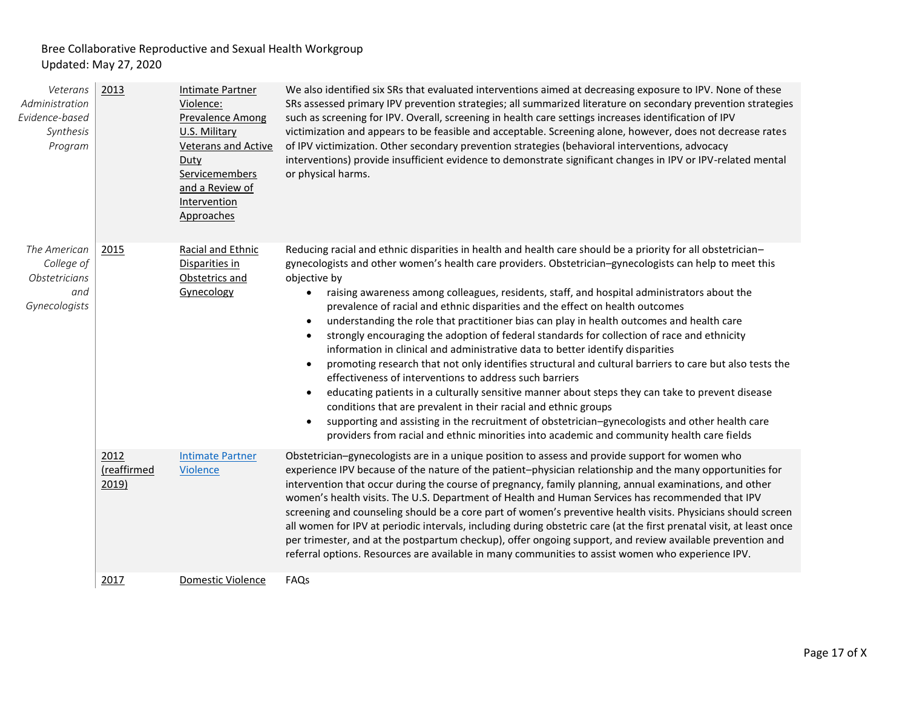| | | | |
|---|---|---|---|
| *Veterans Administration Evidence-based Synthesis Program* | 2013 | Intimate Partner Violence: Prevalence Among U.S. Military Veterans and Active Duty Servicemembers and a Review of Intervention Approaches | We also identified six SRs that evaluated interventions aimed at decreasing exposure to IPV. None of these SRs assessed primary IPV prevention strategies; all summarized literature on secondary prevention strategies such as screening for IPV. Overall, screening in health care settings increases identification of IPV victimization and appears to be feasible and acceptable. Screening alone, however, does not decrease rates of IPV victimization. Other secondary prevention strategies (behavioral interventions, advocacy interventions) provide insufficient evidence to demonstrate significant changes in IPV or IPV-related mental or physical harms. |
| *The American College of Obstetricians and Gynecologists* | 2015 | Racial and Ethnic Disparities in Obstetrics and Gynecology | Reducing racial and ethnic disparities in health and health care should be a priority for all obstetrician–gynecologists and other women's health care providers. Obstetrician–gynecologists can help to meet this objective by<br>• raising awareness among colleagues, residents, staff, and hospital administrators about the prevalence of racial and ethnic disparities and the effect on health outcomes<br>• understanding the role that practitioner bias can play in health outcomes and health care<br>• strongly encouraging the adoption of federal standards for collection of race and ethnicity information in clinical and administrative data to better identify disparities<br>• promoting research that not only identifies structural and cultural barriers to care but also tests the effectiveness of interventions to address such barriers<br>• educating patients in a culturally sensitive manner about steps they can take to prevent disease conditions that are prevalent in their racial and ethnic groups<br>• supporting and assisting in the recruitment of obstetrician–gynecologists and other health care providers from racial and ethnic minorities into academic and community health care fields |
| | 2012 (reaffirmed 2019) | Intimate Partner Violence | Obstetrician–gynecologists are in a unique position to assess and provide support for women who experience IPV because of the nature of the patient–physician relationship and the many opportunities for intervention that occur during the course of pregnancy, family planning, annual examinations, and other women's health visits. The U.S. Department of Health and Human Services has recommended that IPV screening and counseling should be a core part of women's preventive health visits. Physicians should screen all women for IPV at periodic intervals, including during obstetric care (at the first prenatal visit, at least once per trimester, and at the postpartum checkup), offer ongoing support, and review available prevention and referral options. Resources are available in many communities to assist women who experience IPV. |
| | 2017 | Domestic Violence | FAQs |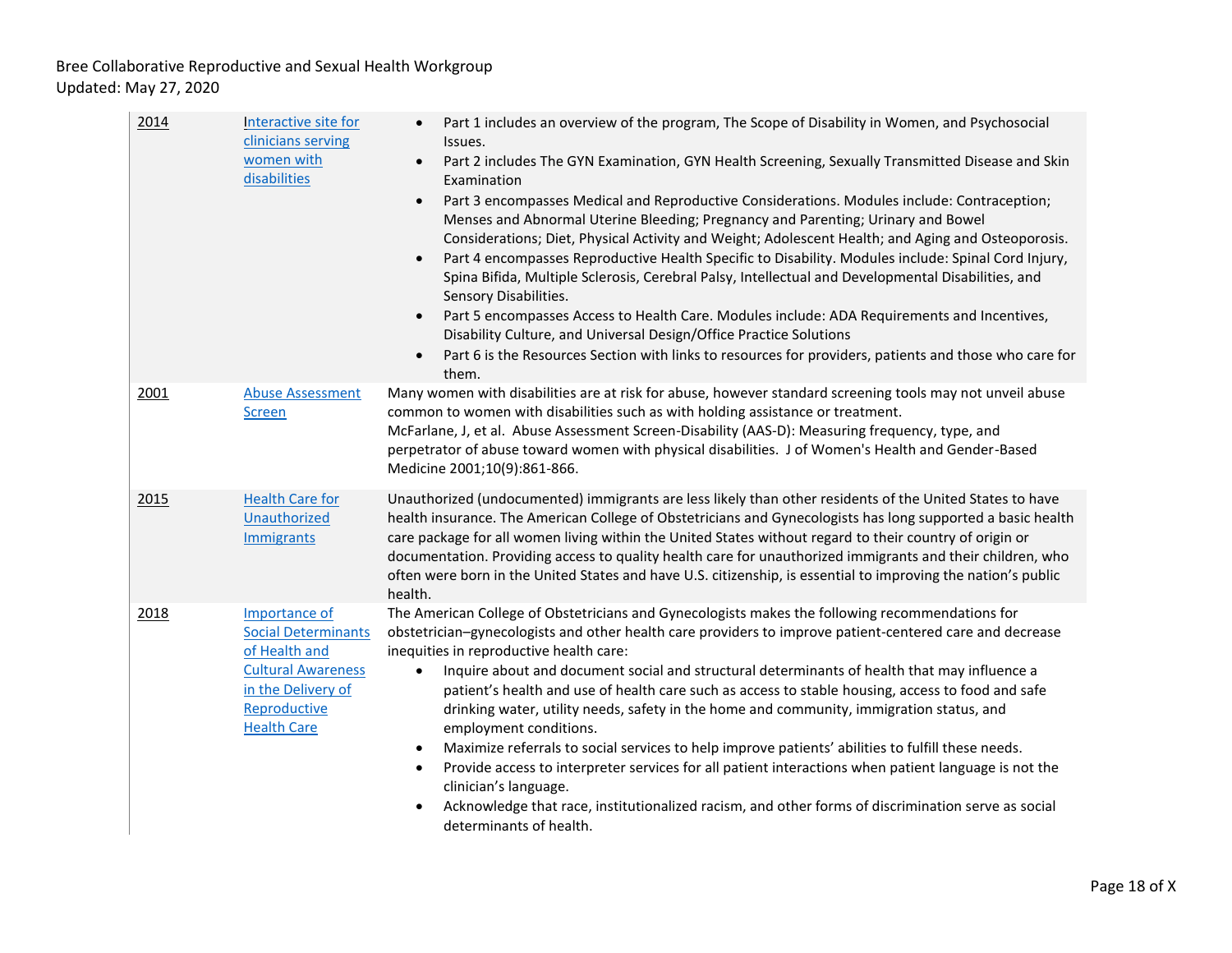| | | |
|---|---|---|
| 2014 | Interactive site for clinicians serving women with disabilities | <ul><li>Part 1 includes an overview of the program, The Scope of Disability in Women, and Psychosocial Issues.</li><li>Part 2 includes The GYN Examination, GYN Health Screening, Sexually Transmitted Disease and Skin Examination</li><li>Part 3 encompasses Medical and Reproductive Considerations. Modules include: Contraception; Menses and Abnormal Uterine Bleeding; Pregnancy and Parenting; Urinary and Bowel Considerations; Diet, Physical Activity and Weight; Adolescent Health; and Aging and Osteoporosis.</li><li>Part 4 encompasses Reproductive Health Specific to Disability. Modules include: Spinal Cord Injury, Spina Bifida, Multiple Sclerosis, Cerebral Palsy, Intellectual and Developmental Disabilities, and Sensory Disabilities.</li><li>Part 5 encompasses Access to Health Care. Modules include: ADA Requirements and Incentives, Disability Culture, and Universal Design/Office Practice Solutions</li><li>Part 6 is the Resources Section with links to resources for providers, patients and those who care for them.</li></ul> |
| 2001 | Abuse Assessment Screen | Many women with disabilities are at risk for abuse, however standard screening tools may not unveil abuse common to women with disabilities such as with holding assistance or treatment.<br>McFarlane, J, et al. Abuse Assessment Screen-Disability (AAS-D): Measuring frequency, type, and perpetrator of abuse toward women with physical disabilities. J of Women's Health and Gender-Based Medicine 2001;10(9):861-866. |
| 2015 | Health Care for Unauthorized Immigrants | Unauthorized (undocumented) immigrants are less likely than other residents of the United States to have health insurance. The American College of Obstetricians and Gynecologists has long supported a basic health care package for all women living within the United States without regard to their country of origin or documentation. Providing access to quality health care for unauthorized immigrants and their children, who often were born in the United States and have U.S. citizenship, is essential to improving the nation's public health. |
| 2018 | Importance of Social Determinants of Health and Cultural Awareness in the Delivery of Reproductive Health Care | The American College of Obstetricians and Gynecologists makes the following recommendations for obstetrician–gynecologists and other health care providers to improve patient-centered care and decrease inequities in reproductive health care:<ul><li>Inquire about and document social and structural determinants of health that may influence a patient's health and use of health care such as access to stable housing, access to food and safe drinking water, utility needs, safety in the home and community, immigration status, and employment conditions.</li><li>Maximize referrals to social services to help improve patients' abilities to fulfill these needs.</li><li>Provide access to interpreter services for all patient interactions when patient language is not the clinician's language.</li><li>Acknowledge that race, institutionalized racism, and other forms of discrimination serve as social determinants of health.</li></ul> |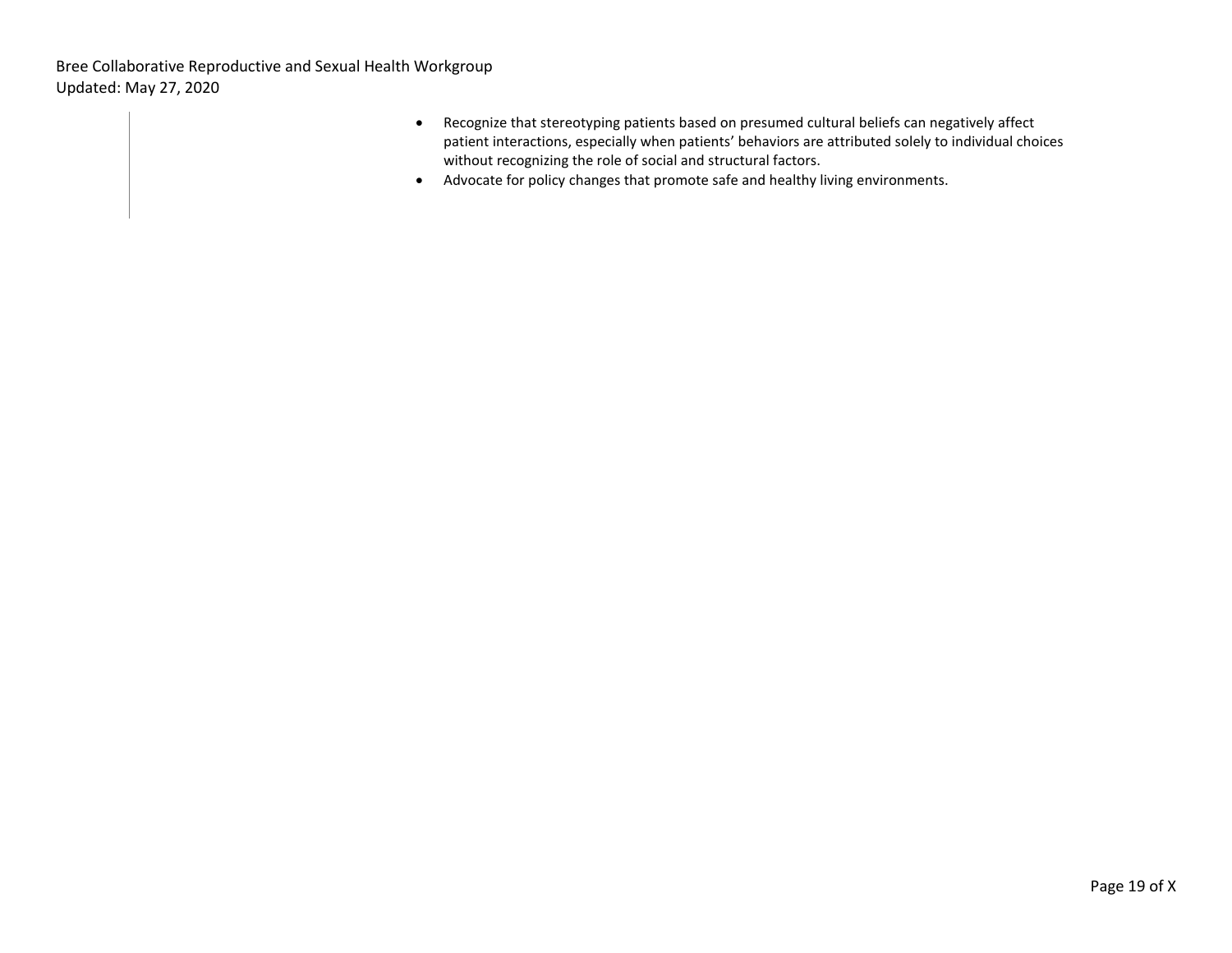- Recognize that stereotyping patients based on presumed cultural beliefs can negatively affect patient interactions, especially when patients' behaviors are attributed solely to individual choices without recognizing the role of social and structural factors.
- Advocate for policy changes that promote safe and healthy living environments.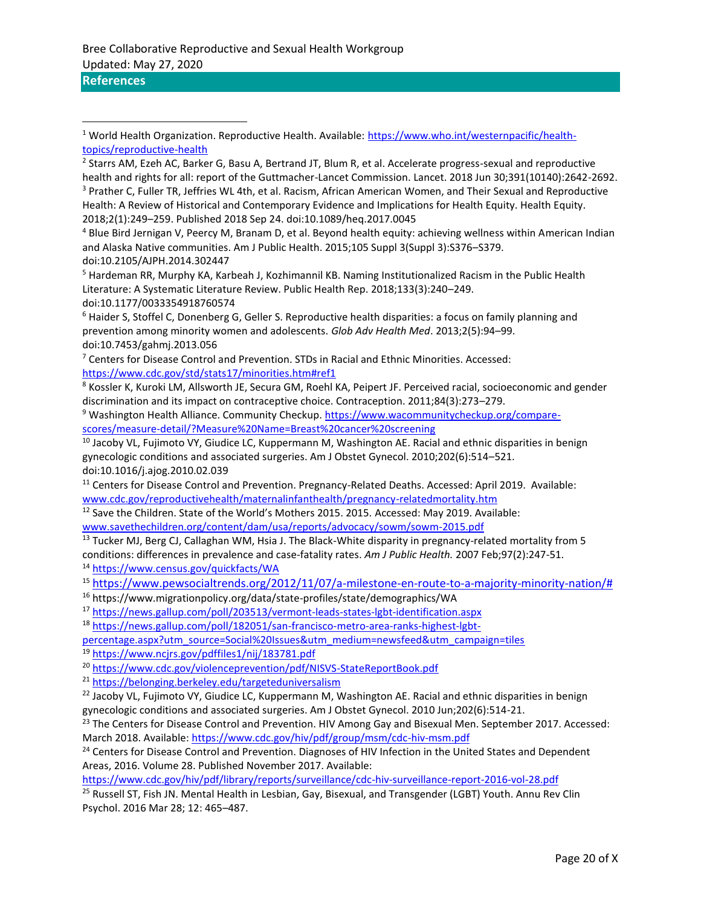## References

[1] World Health Organization. Reproductive Health. Available: https://www.who.int/westernpacific/health-topics/reproductive-health

[2] Starrs AM, Ezeh AC, Barker G, Basu A, Bertrand JT, Blum R, et al. Accelerate progress-sexual and reproductive health and rights for all: report of the Guttmacher-Lancet Commission. Lancet. 2018 Jun 30;391(10140):2642-2692.

[3] Prather C, Fuller TR, Jeffries WL 4th, et al. Racism, African American Women, and Their Sexual and Reproductive Health: A Review of Historical and Contemporary Evidence and Implications for Health Equity. Health Equity. 2018;2(1):249–259. Published 2018 Sep 24. doi:10.1089/heq.2017.0045

[4] Blue Bird Jernigan V, Peercy M, Branam D, et al. Beyond health equity: achieving wellness within American Indian and Alaska Native communities. Am J Public Health. 2015;105 Suppl 3(Suppl 3):S376–S379. doi:10.2105/AJPH.2014.302447

[5] Hardeman RR, Murphy KA, Karbeah J, Kozhimannil KB. Naming Institutionalized Racism in the Public Health Literature: A Systematic Literature Review. Public Health Rep. 2018;133(3):240–249. doi:10.1177/0033354918760574

[6] Haider S, Stoffel C, Donenberg G, Geller S. Reproductive health disparities: a focus on family planning and prevention among minority women and adolescents. *Glob Adv Health Med*. 2013;2(5):94–99. doi:10.7453/gahmj.2013.056

[7] Centers for Disease Control and Prevention. STDs in Racial and Ethnic Minorities. Accessed: https://www.cdc.gov/std/stats17/minorities.htm#ref1

[8] Kossler K, Kuroki LM, Allsworth JE, Secura GM, Roehl KA, Peipert JF. Perceived racial, socioeconomic and gender discrimination and its impact on contraceptive choice. Contraception. 2011;84(3):273–279.

[9] Washington Health Alliance. Community Checkup. https://www.wacommunitycheckup.org/compare-scores/measure-detail/?Measure%20Name=Breast%20cancer%20screening

[10] Jacoby VL, Fujimoto VY, Giudice LC, Kuppermann M, Washington AE. Racial and ethnic disparities in benign gynecologic conditions and associated surgeries. Am J Obstet Gynecol. 2010;202(6):514–521. doi:10.1016/j.ajog.2010.02.039

[11] Centers for Disease Control and Prevention. Pregnancy-Related Deaths. Accessed: April 2019. Available: www.cdc.gov/reproductivehealth/maternalinfanthealth/pregnancy-relatedmortality.htm

[12] Save the Children. State of the World's Mothers 2015. 2015. Accessed: May 2019. Available: www.savethechildren.org/content/dam/usa/reports/advocacy/sowm/sowm-2015.pdf

[13] Tucker MJ, Berg CJ, Callaghan WM, Hsia J. The Black-White disparity in pregnancy-related mortality from 5 conditions: differences in prevalence and case-fatality rates. *Am J Public Health.* 2007 Feb;97(2):247-51.

[14] https://www.census.gov/quickfacts/WA

[15] https://www.pewsocialtrends.org/2012/11/07/a-milestone-en-route-to-a-majority-minority-nation/#

[16] https://www.migrationpolicy.org/data/state-profiles/state/demographics/WA

[17] https://news.gallup.com/poll/203513/vermont-leads-states-lgbt-identification.aspx

[18] https://news.gallup.com/poll/182051/san-francisco-metro-area-ranks-highest-lgbt-percentage.aspx?utm_source=Social%20Issues&utm_medium=newsfeed&utm_campaign=tiles

[19] https://www.ncjrs.gov/pdffiles1/nij/183781.pdf

[20] https://www.cdc.gov/violenceprevention/pdf/NISVS-StateReportBook.pdf

[21] https://belonging.berkeley.edu/targeteduniversalism

[22] Jacoby VL, Fujimoto VY, Giudice LC, Kuppermann M, Washington AE. Racial and ethnic disparities in benign gynecologic conditions and associated surgeries. Am J Obstet Gynecol. 2010 Jun;202(6):514-21.

[23] The Centers for Disease Control and Prevention. HIV Among Gay and Bisexual Men. September 2017. Accessed: March 2018. Available: https://www.cdc.gov/hiv/pdf/group/msm/cdc-hiv-msm.pdf

[24] Centers for Disease Control and Prevention. Diagnoses of HIV Infection in the United States and Dependent Areas, 2016. Volume 28. Published November 2017. Available: https://www.cdc.gov/hiv/pdf/library/reports/surveillance/cdc-hiv-surveillance-report-2016-vol-28.pdf

[25] Russell ST, Fish JN. Mental Health in Lesbian, Gay, Bisexual, and Transgender (LGBT) Youth. Annu Rev Clin Psychol. 2016 Mar 28; 12: 465–487.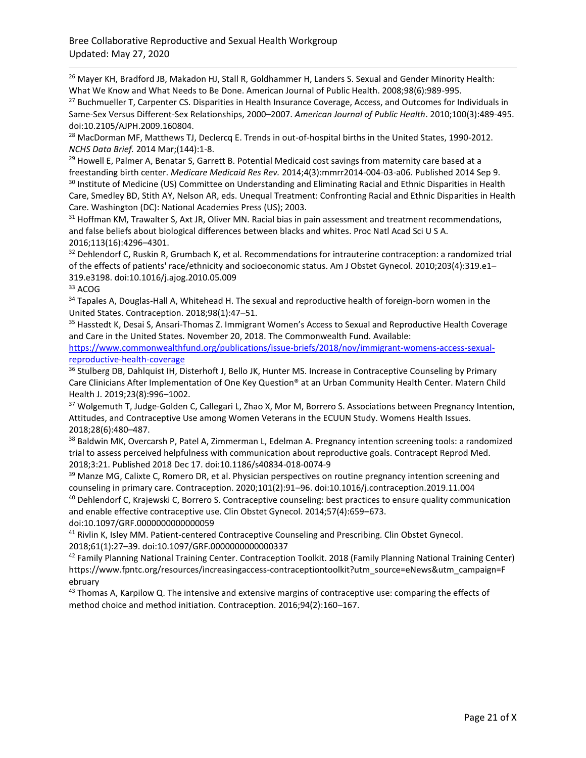[26] Mayer KH, Bradford JB, Makadon HJ, Stall R, Goldhammer H, Landers S. Sexual and Gender Minority Health: What We Know and What Needs to Be Done. American Journal of Public Health. 2008;98(6):989-995.

[27] Buchmueller T, Carpenter CS. Disparities in Health Insurance Coverage, Access, and Outcomes for Individuals in Same-Sex Versus Different-Sex Relationships, 2000–2007. *American Journal of Public Health*. 2010;100(3):489-495. doi:10.2105/AJPH.2009.160804.

[28] MacDorman MF, Matthews TJ, Declercq E. Trends in out-of-hospital births in the United States, 1990-2012. *NCHS Data Brief.* 2014 Mar;(144):1-8.

[29] Howell E, Palmer A, Benatar S, Garrett B. Potential Medicaid cost savings from maternity care based at a freestanding birth center. *Medicare Medicaid Res Rev.* 2014;4(3):mmrr2014-004-03-a06. Published 2014 Sep 9.

[30] Institute of Medicine (US) Committee on Understanding and Eliminating Racial and Ethnic Disparities in Health Care, Smedley BD, Stith AY, Nelson AR, eds. Unequal Treatment: Confronting Racial and Ethnic Disparities in Health Care. Washington (DC): National Academies Press (US); 2003.

[31] Hoffman KM, Trawalter S, Axt JR, Oliver MN. Racial bias in pain assessment and treatment recommendations, and false beliefs about biological differences between blacks and whites. Proc Natl Acad Sci U S A. 2016;113(16):4296–4301.

[32] Dehlendorf C, Ruskin R, Grumbach K, et al. Recommendations for intrauterine contraception: a randomized trial of the effects of patients' race/ethnicity and socioeconomic status. Am J Obstet Gynecol. 2010;203(4):319.e1–319.e3198. doi:10.1016/j.ajog.2010.05.009

[33] ACOG

[34] Tapales A, Douglas-Hall A, Whitehead H. The sexual and reproductive health of foreign-born women in the United States. Contraception. 2018;98(1):47–51.

[35] Hasstedt K, Desai S, Ansari-Thomas Z. Immigrant Women's Access to Sexual and Reproductive Health Coverage and Care in the United States. November 20, 2018. The Commonwealth Fund. Available: [https://www.commonwealthfund.org/publications/issue-briefs/2018/nov/immigrant-womens-access-sexual-reproductive-health-coverage](https://www.commonwealthfund.org/publications/issue-briefs/2018/nov/immigrant-womens-access-sexual-reproductive-health-coverage)

[36] Stulberg DB, Dahlquist IH, Disterhoft J, Bello JK, Hunter MS. Increase in Contraceptive Counseling by Primary Care Clinicians After Implementation of One Key Question® at an Urban Community Health Center. Matern Child Health J. 2019;23(8):996–1002.

[37] Wolgemuth T, Judge-Golden C, Callegari L, Zhao X, Mor M, Borrero S. Associations between Pregnancy Intention, Attitudes, and Contraceptive Use among Women Veterans in the ECUUN Study. Womens Health Issues. 2018;28(6):480–487.

[38] Baldwin MK, Overcarsh P, Patel A, Zimmerman L, Edelman A. Pregnancy intention screening tools: a randomized trial to assess perceived helpfulness with communication about reproductive goals. Contracept Reprod Med. 2018;3:21. Published 2018 Dec 17. doi:10.1186/s40834-018-0074-9

[39] Manze MG, Calixte C, Romero DR, et al. Physician perspectives on routine pregnancy intention screening and counseling in primary care. Contraception. 2020;101(2):91–96. doi:10.1016/j.contraception.2019.11.004

[40] Dehlendorf C, Krajewski C, Borrero S. Contraceptive counseling: best practices to ensure quality communication and enable effective contraceptive use. Clin Obstet Gynecol. 2014;57(4):659–673. doi:10.1097/GRF.0000000000000059

[41] Rivlin K, Isley MM. Patient-centered Contraceptive Counseling and Prescribing. Clin Obstet Gynecol. 2018;61(1):27–39. doi:10.1097/GRF.0000000000000337

[42] Family Planning National Training Center. Contraception Toolkit. 2018 (Family Planning National Training Center) https://www.fpntc.org/resources/increasingaccess-contraceptiontoolkit?utm_source=eNews&utm_campaign=February

[43] Thomas A, Karpilow Q. The intensive and extensive margins of contraceptive use: comparing the effects of method choice and method initiation. Contraception. 2016;94(2):160–167.